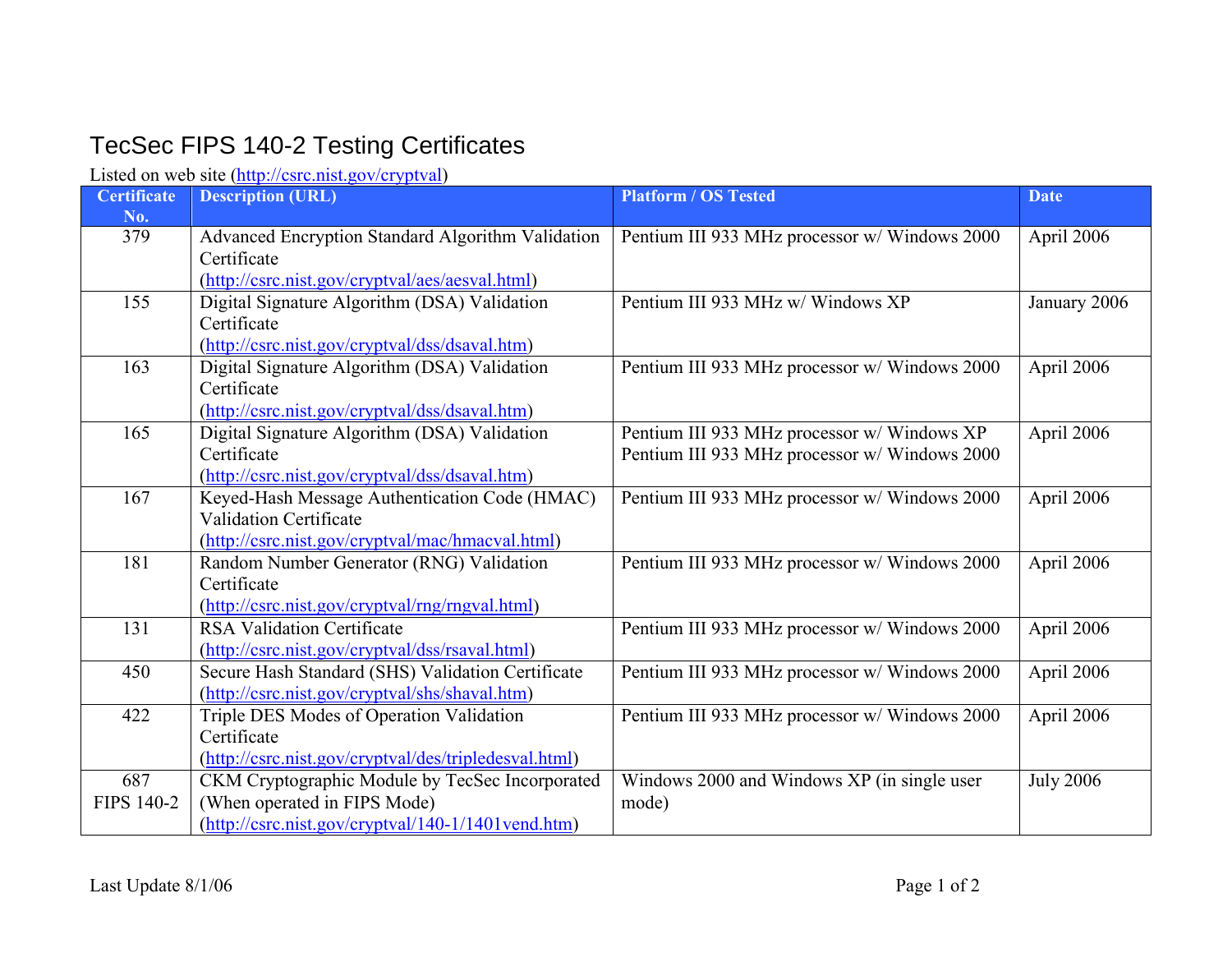# TecSec FIPS 140-2 Testing Certificates

Listed on web site (http://csrc.nist.gov/cryptval)

| Certificate No. | Description (URL) | Platform / OS Tested | Date |
|---|---|---|---|
| 379 | Advanced Encryption Standard Algorithm Validation Certificate (http://csrc.nist.gov/cryptval/aes/aesval.html) | Pentium III 933 MHz processor w/ Windows 2000 | April 2006 |
| 155 | Digital Signature Algorithm (DSA) Validation Certificate (http://csrc.nist.gov/cryptval/dss/dsaval.htm) | Pentium III 933 MHz w/ Windows XP | January 2006 |
| 163 | Digital Signature Algorithm (DSA) Validation Certificate (http://csrc.nist.gov/cryptval/dss/dsaval.htm) | Pentium III 933 MHz processor w/ Windows 2000 | April 2006 |
| 165 | Digital Signature Algorithm (DSA) Validation Certificate (http://csrc.nist.gov/cryptval/dss/dsaval.htm) | Pentium III 933 MHz processor w/ Windows XP<br>Pentium III 933 MHz processor w/ Windows 2000 | April 2006 |
| 167 | Keyed-Hash Message Authentication Code (HMAC) Validation Certificate (http://csrc.nist.gov/cryptval/mac/hmacval.html) | Pentium III 933 MHz processor w/ Windows 2000 | April 2006 |
| 181 | Random Number Generator (RNG) Validation Certificate (http://csrc.nist.gov/cryptval/rng/rngval.html) | Pentium III 933 MHz processor w/ Windows 2000 | April 2006 |
| 131 | RSA Validation Certificate (http://csrc.nist.gov/cryptval/dss/rsaval.html) | Pentium III 933 MHz processor w/ Windows 2000 | April 2006 |
| 450 | Secure Hash Standard (SHS) Validation Certificate (http://csrc.nist.gov/cryptval/shs/shaval.htm) | Pentium III 933 MHz processor w/ Windows 2000 | April 2006 |
| 422 | Triple DES Modes of Operation Validation Certificate (http://csrc.nist.gov/cryptval/des/tripledesval.html) | Pentium III 933 MHz processor w/ Windows 2000 | April 2006 |
| 687<br>FIPS 140-2 | CKM Cryptographic Module by TecSec Incorporated (When operated in FIPS Mode) (http://csrc.nist.gov/cryptval/140-1/1401vend.htm) | Windows 2000 and Windows XP (in single user mode) | July 2006 |

Last Update 8/1/06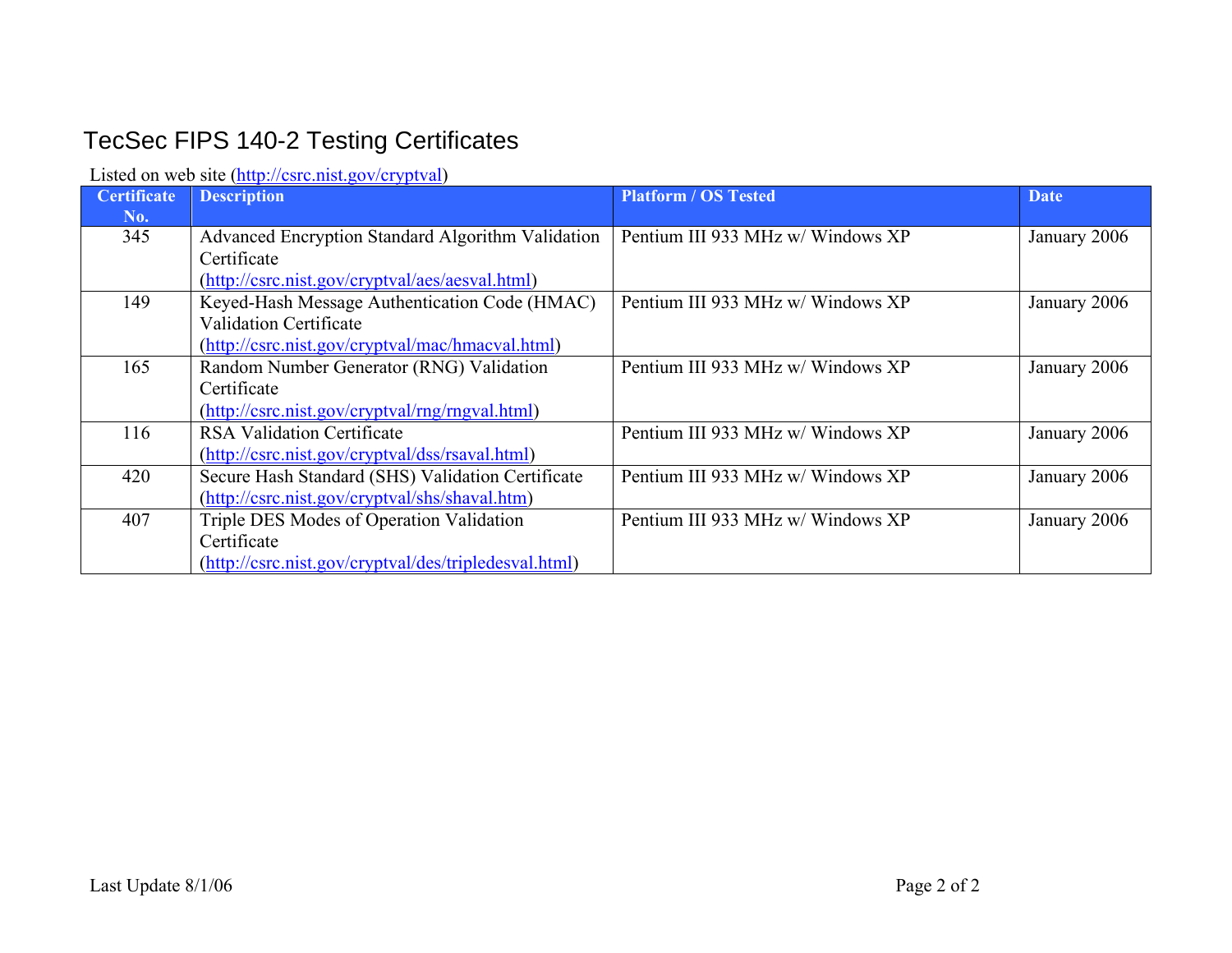# TecSec FIPS 140-2 Testing Certificates

Listed on web site (http://csrc.nist.gov/cryptval)

| Certificate No. | Description | Platform / OS Tested | Date |
|---|---|---|---|
| 345 | Advanced Encryption Standard Algorithm Validation Certificate (http://csrc.nist.gov/cryptval/aes/aesval.html) | Pentium III 933 MHz w/ Windows XP | January 2006 |
| 149 | Keyed-Hash Message Authentication Code (HMAC) Validation Certificate (http://csrc.nist.gov/cryptval/mac/hmacval.html) | Pentium III 933 MHz w/ Windows XP | January 2006 |
| 165 | Random Number Generator (RNG) Validation Certificate (http://csrc.nist.gov/cryptval/rng/rngval.html) | Pentium III 933 MHz w/ Windows XP | January 2006 |
| 116 | RSA Validation Certificate (http://csrc.nist.gov/cryptval/dss/rsaval.html) | Pentium III 933 MHz w/ Windows XP | January 2006 |
| 420 | Secure Hash Standard (SHS) Validation Certificate (http://csrc.nist.gov/cryptval/shs/shaval.htm) | Pentium III 933 MHz w/ Windows XP | January 2006 |
| 407 | Triple DES Modes of Operation Validation Certificate (http://csrc.nist.gov/cryptval/des/tripledesval.html) | Pentium III 933 MHz w/ Windows XP | January 2006 |

Last Update 8/1/06